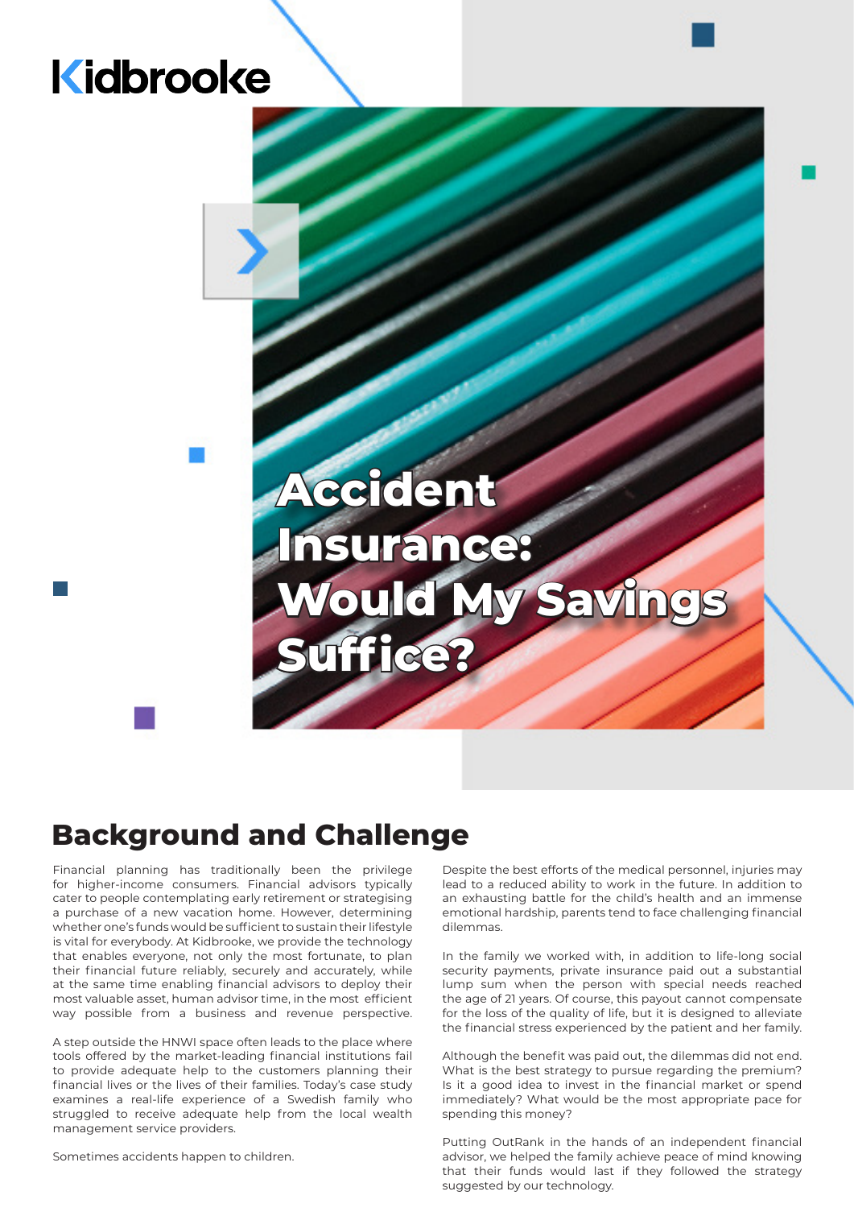Kidbrooke

# Accident Insurance: Would My Savings Suffice?

## Background and Challenge

Financial planning has traditionally been the privilege for higher-income consumers. Financial advisors typically cater to people contemplating early retirement or strategising a purchase of a new vacation home. However, determining whether one's funds would be sufficient to sustain their lifestyle is vital for everybody. At Kidbrooke, we provide the technology that enables everyone, not only the most fortunate, to plan their financial future reliably, securely and accurately, while at the same time enabling financial advisors to deploy their most valuable asset, human advisor time, in the most efficient way possible from a business and revenue perspective.

A step outside the HNWI space often leads to the place where tools offered by the market-leading financial institutions fail to provide adequate help to the customers planning their financial lives or the lives of their families. Today's case study examines a real-life experience of a Swedish family who struggled to receive adequate help from the local wealth management service providers.

Sometimes accidents happen to children.

Despite the best efforts of the medical personnel, injuries may lead to a reduced ability to work in the future. In addition to an exhausting battle for the child's health and an immense emotional hardship, parents tend to face challenging financial dilemmas.

In the family we worked with, in addition to life-long social security payments, private insurance paid out a substantial lump sum when the person with special needs reached the age of 21 years. Of course, this payout cannot compensate for the loss of the quality of life, but it is designed to alleviate the financial stress experienced by the patient and her family.

Although the benefit was paid out, the dilemmas did not end. What is the best strategy to pursue regarding the premium? Is it a good idea to invest in the financial market or spend immediately? What would be the most appropriate pace for spending this money?

Putting OutRank in the hands of an independent financial advisor, we helped the family achieve peace of mind knowing that their funds would last if they followed the strategy suggested by our technology.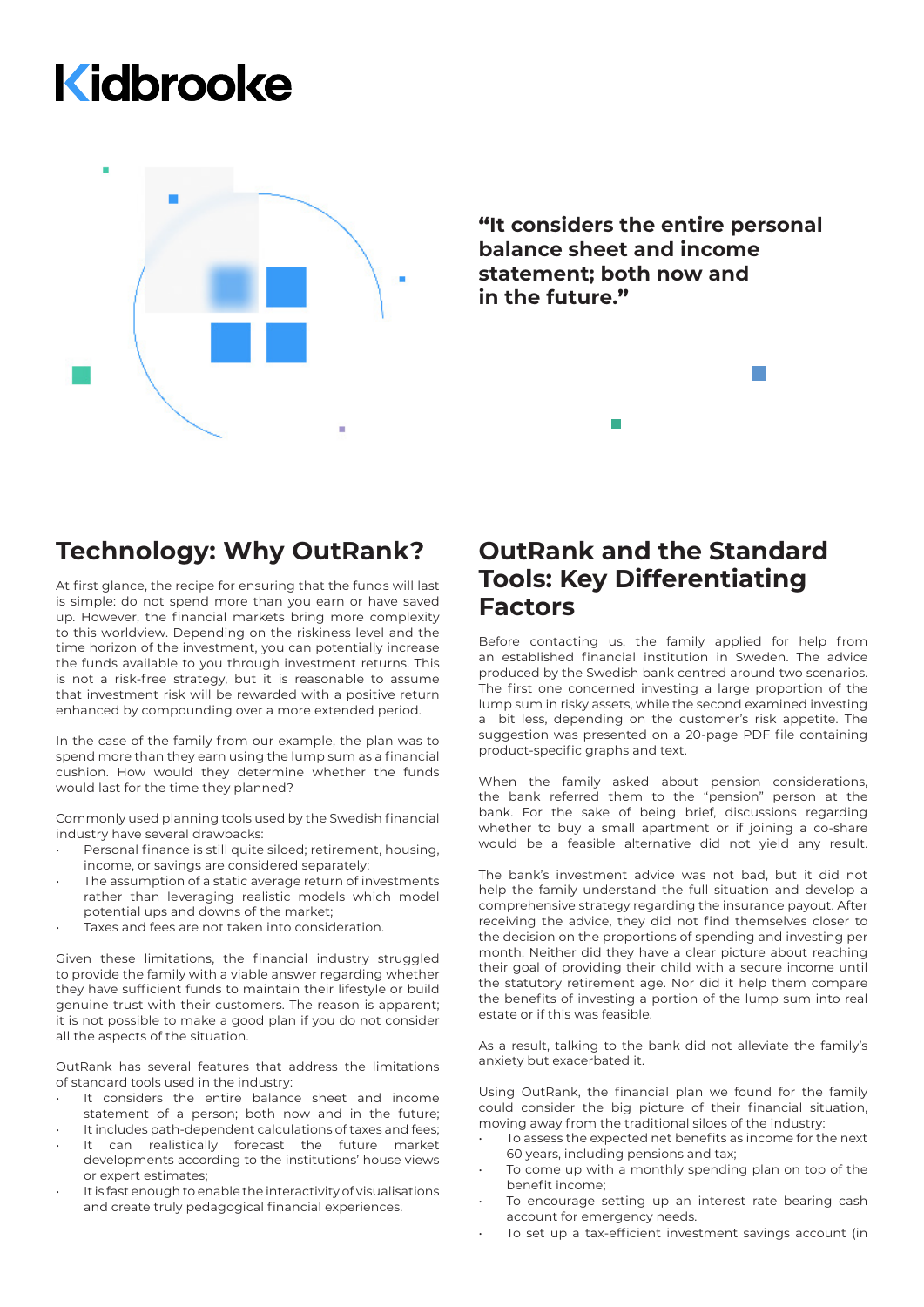# Kidbrooke

**"It considers the entire personal balance sheet and income statement; both now and in the future."**

## Technology: Why OutRank?

At first glance, the recipe for ensuring that the funds will last is simple: do not spend more than you earn or have saved up. However, the financial markets bring more complexity to this worldview. Depending on the riskiness level and the time horizon of the investment, you can potentially increase the funds available to you through investment returns. This is not a risk-free strategy, but it is reasonable to assume that investment risk will be rewarded with a positive return enhanced by compounding over a more extended period.

In the case of the family from our example, the plan was to spend more than they earn using the lump sum as a financial cushion. How would they determine whether the funds would last for the time they planned?

Commonly used planning tools used by the Swedish financial industry have several drawbacks:

- Personal finance is still quite siloed; retirement, housing, income, or savings are considered separately;
- The assumption of a static average return of investments rather than leveraging realistic models which model potential ups and downs of the market;
- Taxes and fees are not taken into consideration.

Given these limitations, the financial industry struggled to provide the family with a viable answer regarding whether they have sufficient funds to maintain their lifestyle or build genuine trust with their customers. The reason is apparent; it is not possible to make a good plan if you do not consider all the aspects of the situation.

OutRank has several features that address the limitations of standard tools used in the industry:

- It considers the entire balance sheet and income statement of a person; both now and in the future;
- It includes path-dependent calculations of taxes and fees;
- It can realistically forecast the future market developments according to the institutions' house views or expert estimates;
- It is fast enough to enable the interactivity of visualisations and create truly pedagogical financial experiences.

## OutRank and the Standard Tools: Key Differentiating Factors

Before contacting us, the family applied for help from an established financial institution in Sweden. The advice produced by the Swedish bank centred around two scenarios. The first one concerned investing a large proportion of the lump sum in risky assets, while the second examined investing a bit less, depending on the customer's risk appetite. The suggestion was presented on a 20-page PDF file containing product-specific graphs and text.

When the family asked about pension considerations, the bank referred them to the "pension" person at the bank. For the sake of being brief, discussions regarding whether to buy a small apartment or if joining a co-share would be a feasible alternative did not yield any result.

The bank's investment advice was not bad, but it did not help the family understand the full situation and develop a comprehensive strategy regarding the insurance payout. After receiving the advice, they did not find themselves closer to the decision on the proportions of spending and investing per month. Neither did they have a clear picture about reaching their goal of providing their child with a secure income until the statutory retirement age. Nor did it help them compare the benefits of investing a portion of the lump sum into real estate or if this was feasible.

As a result, talking to the bank did not alleviate the family's anxiety but exacerbated it.

Using OutRank, the financial plan we found for the family could consider the big picture of their financial situation, moving away from the traditional siloes of the industry:

- To assess the expected net benefits as income for the next 60 years, including pensions and tax;
- To come up with a monthly spending plan on top of the benefit income;
- To encourage setting up an interest rate bearing cash account for emergency needs.
- To set up a tax-efficient investment savings account (in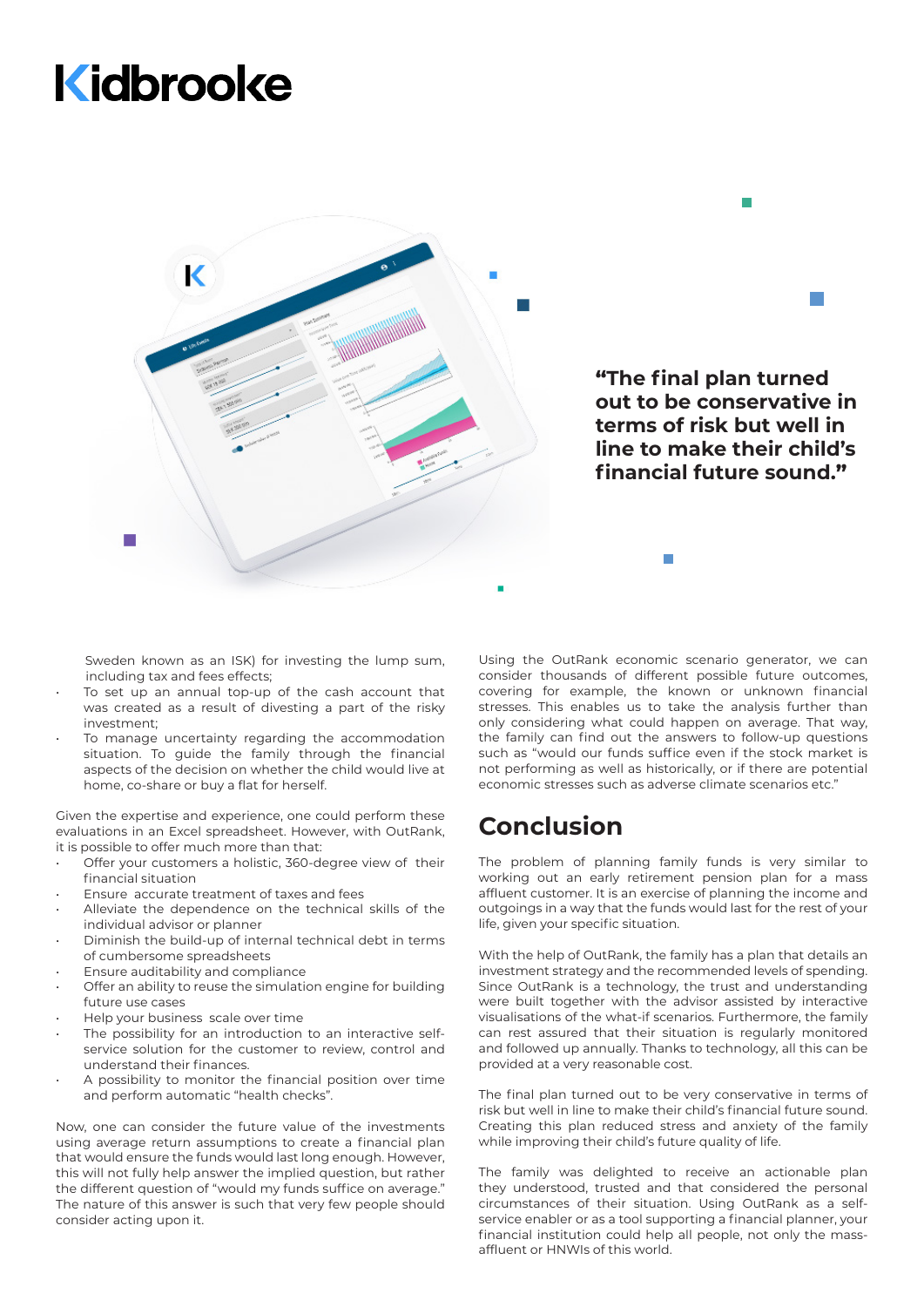Kidbrooke

**"The final plan turned out to be conservative in terms of risk but well in line to make their child's financial future sound."**

Sweden known as an ISK) for investing the lump sum, including tax and fees effects;

- To set up an annual top-up of the cash account that was created as a result of divesting a part of the risky investment;
- To manage uncertainty regarding the accommodation situation. To guide the family through the financial aspects of the decision on whether the child would live at home, co-share or buy a flat for herself.

Given the expertise and experience, one could perform these evaluations in an Excel spreadsheet. However, with OutRank, it is possible to offer much more than that:

- Offer your customers a holistic, 360-degree view of their financial situation
- Ensure accurate treatment of taxes and fees
- Alleviate the dependence on the technical skills of the individual advisor or planner
- Diminish the build-up of internal technical debt in terms of cumbersome spreadsheets
- Ensure auditability and compliance
- Offer an ability to reuse the simulation engine for building future use cases
- Help your business scale over time
- The possibility for an introduction to an interactive self-service solution for the customer to review, control and understand their finances.
- A possibility to monitor the financial position over time and perform automatic "health checks".

Now, one can consider the future value of the investments using average return assumptions to create a financial plan that would ensure the funds would last long enough. However, this will not fully help answer the implied question, but rather the different question of "would my funds suffice on average." The nature of this answer is such that very few people should consider acting upon it.

Using the OutRank economic scenario generator, we can consider thousands of different possible future outcomes, covering for example, the known or unknown financial stresses. This enables us to take the analysis further than only considering what could happen on average. That way, the family can find out the answers to follow-up questions such as "would our funds suffice even if the stock market is not performing as well as historically, or if there are potential economic stresses such as adverse climate scenarios etc."

## Conclusion

The problem of planning family funds is very similar to working out an early retirement pension plan for a mass affluent customer. It is an exercise of planning the income and outgoings in a way that the funds would last for the rest of your life, given your specific situation.

With the help of OutRank, the family has a plan that details an investment strategy and the recommended levels of spending. Since OutRank is a technology, the trust and understanding were built together with the advisor assisted by interactive visualisations of the what-if scenarios. Furthermore, the family can rest assured that their situation is regularly monitored and followed up annually. Thanks to technology, all this can be provided at a very reasonable cost.

The final plan turned out to be very conservative in terms of risk but well in line to make their child's financial future sound. Creating this plan reduced stress and anxiety of the family while improving their child's future quality of life.

The family was delighted to receive an actionable plan they understood, trusted and that considered the personal circumstances of their situation. Using OutRank as a self-service enabler or as a tool supporting a financial planner, your financial institution could help all people, not only the mass-affluent or HNWIs of this world.